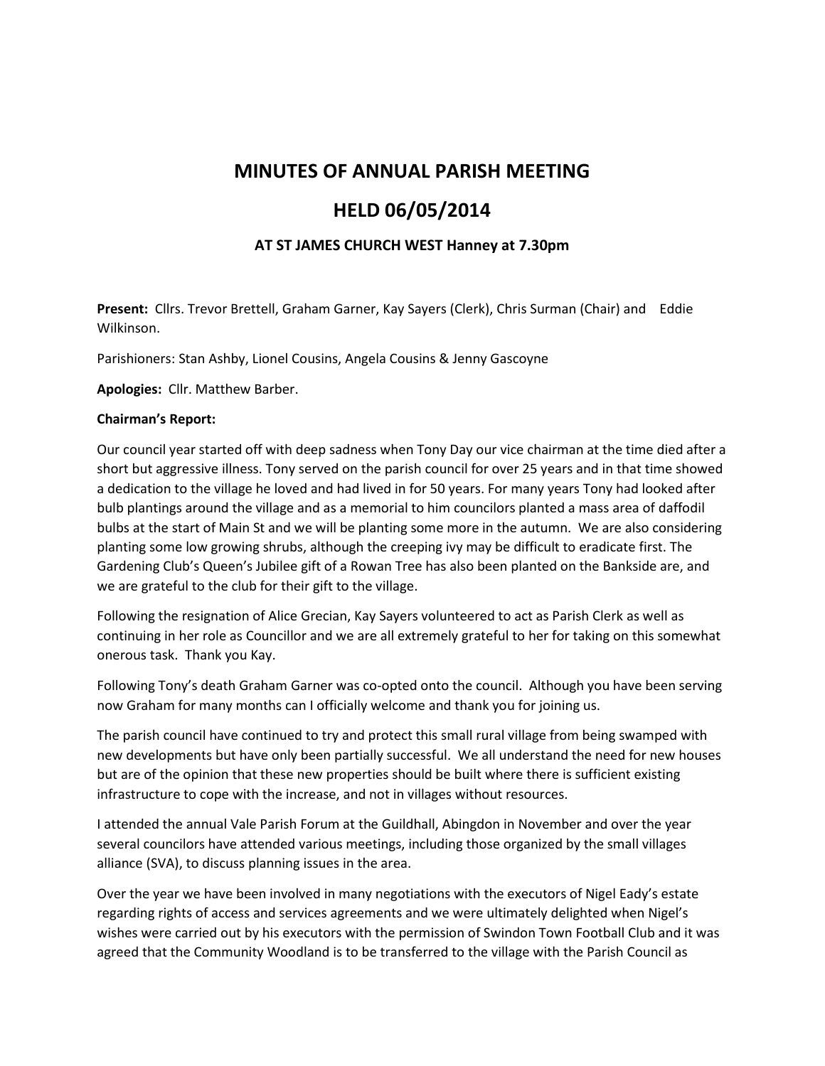# MINUTES OF ANNUAL PARISH MEETING

# HELD 06/05/2014

### AT ST JAMES CHURCH WEST Hanney at 7.30pm

**Present:** Cllrs. Trevor Brettell, Graham Garner, Kay Sayers (Clerk), Chris Surman (Chair) and Eddie Wilkinson.

Parishioners: Stan Ashby, Lionel Cousins, Angela Cousins & Jenny Gascoyne

**Apologies:** Cllr. Matthew Barber.

**Chairman's Report:**

Our council year started off with deep sadness when Tony Day our vice chairman at the time died after a short but aggressive illness. Tony served on the parish council for over 25 years and in that time showed a dedication to the village he loved and had lived in for 50 years. For many years Tony had looked after bulb plantings around the village and as a memorial to him councilors planted a mass area of daffodil bulbs at the start of Main St and we will be planting some more in the autumn. We are also considering planting some low growing shrubs, although the creeping ivy may be difficult to eradicate first. The Gardening Club's Queen's Jubilee gift of a Rowan Tree has also been planted on the Bankside are, and we are grateful to the club for their gift to the village.

Following the resignation of Alice Grecian, Kay Sayers volunteered to act as Parish Clerk as well as continuing in her role as Councillor and we are all extremely grateful to her for taking on this somewhat onerous task. Thank you Kay.

Following Tony's death Graham Garner was co-opted onto the council. Although you have been serving now Graham for many months can I officially welcome and thank you for joining us.

The parish council have continued to try and protect this small rural village from being swamped with new developments but have only been partially successful. We all understand the need for new houses but are of the opinion that these new properties should be built where there is sufficient existing infrastructure to cope with the increase, and not in villages without resources.

I attended the annual Vale Parish Forum at the Guildhall, Abingdon in November and over the year several councilors have attended various meetings, including those organized by the small villages alliance (SVA), to discuss planning issues in the area.

Over the year we have been involved in many negotiations with the executors of Nigel Eady's estate regarding rights of access and services agreements and we were ultimately delighted when Nigel's wishes were carried out by his executors with the permission of Swindon Town Football Club and it was agreed that the Community Woodland is to be transferred to the village with the Parish Council as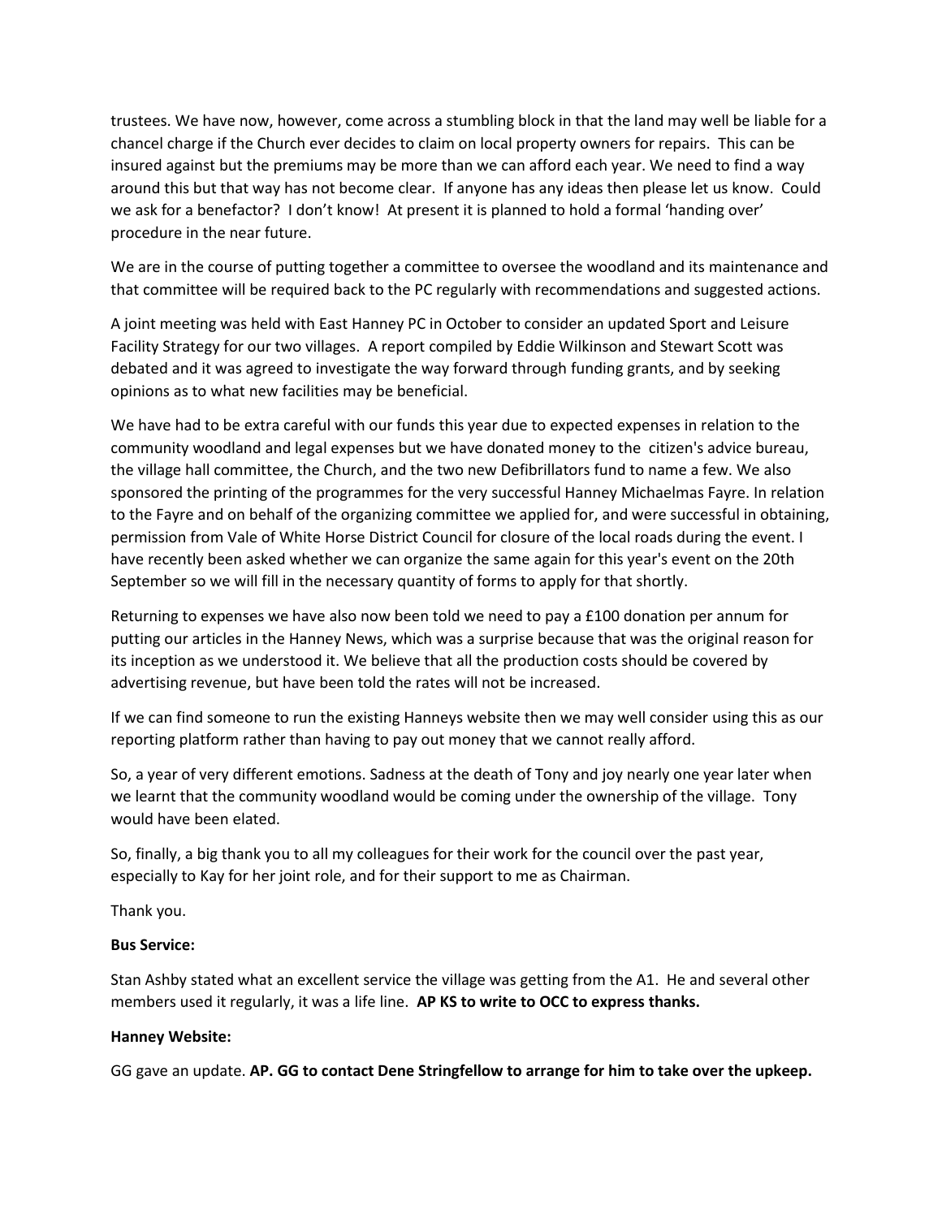trustees. We have now, however, come across a stumbling block in that the land may well be liable for a chancel charge if the Church ever decides to claim on local property owners for repairs. This can be insured against but the premiums may be more than we can afford each year. We need to find a way around this but that way has not become clear. If anyone has any ideas then please let us know. Could we ask for a benefactor? I don't know! At present it is planned to hold a formal 'handing over' procedure in the near future.

We are in the course of putting together a committee to oversee the woodland and its maintenance and that committee will be required back to the PC regularly with recommendations and suggested actions.

A joint meeting was held with East Hanney PC in October to consider an updated Sport and Leisure Facility Strategy for our two villages. A report compiled by Eddie Wilkinson and Stewart Scott was debated and it was agreed to investigate the way forward through funding grants, and by seeking opinions as to what new facilities may be beneficial.

We have had to be extra careful with our funds this year due to expected expenses in relation to the community woodland and legal expenses but we have donated money to the citizen's advice bureau, the village hall committee, the Church, and the two new Defibrillators fund to name a few. We also sponsored the printing of the programmes for the very successful Hanney Michaelmas Fayre. In relation to the Fayre and on behalf of the organizing committee we applied for, and were successful in obtaining, permission from Vale of White Horse District Council for closure of the local roads during the event. I have recently been asked whether we can organize the same again for this year's event on the 20th September so we will fill in the necessary quantity of forms to apply for that shortly.

Returning to expenses we have also now been told we need to pay a £100 donation per annum for putting our articles in the Hanney News, which was a surprise because that was the original reason for its inception as we understood it. We believe that all the production costs should be covered by advertising revenue, but have been told the rates will not be increased.

If we can find someone to run the existing Hanneys website then we may well consider using this as our reporting platform rather than having to pay out money that we cannot really afford.

So, a year of very different emotions. Sadness at the death of Tony and joy nearly one year later when we learnt that the community woodland would be coming under the ownership of the village. Tony would have been elated.

So, finally, a big thank you to all my colleagues for their work for the council over the past year, especially to Kay for her joint role, and for their support to me as Chairman.

Thank you.

**Bus Service:**

Stan Ashby stated what an excellent service the village was getting from the A1. He and several other members used it regularly, it was a life line. **AP KS to write to OCC to express thanks.**

**Hanney Website:**

GG gave an update. **AP. GG to contact Dene Stringfellow to arrange for him to take over the upkeep.**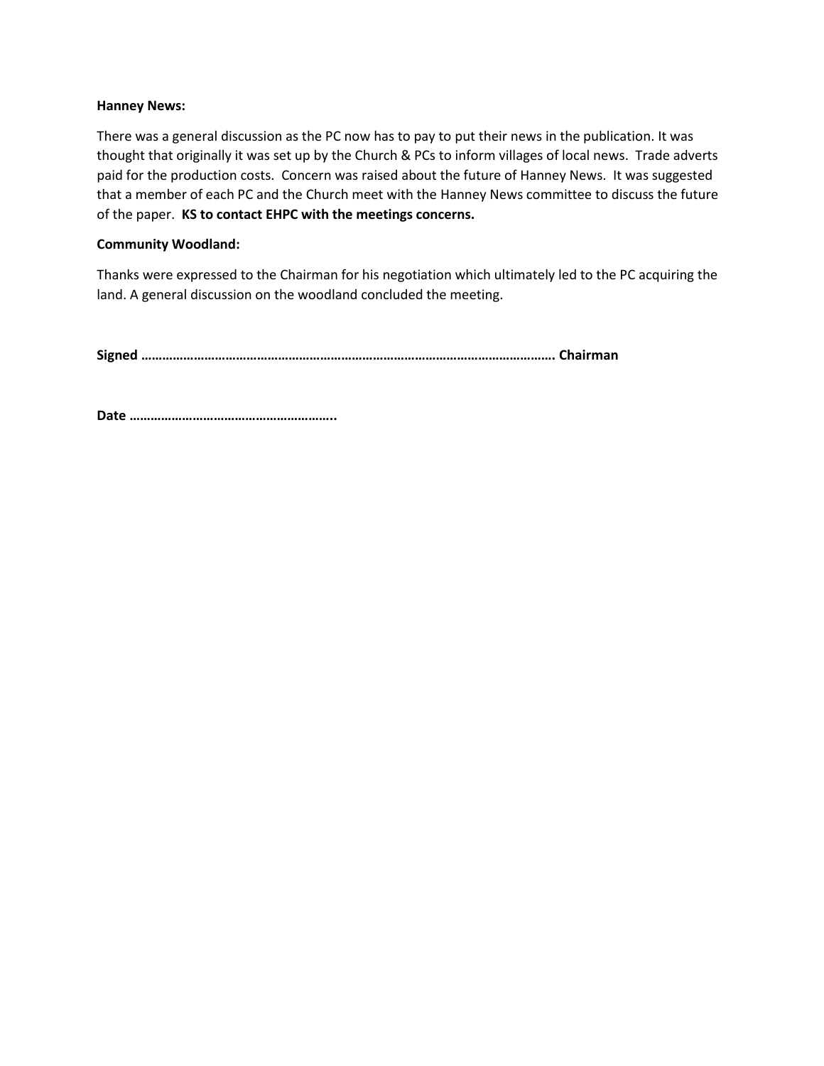**Hanney News:**

There was a general discussion as the PC now has to pay to put their news in the publication. It was thought that originally it was set up by the Church & PCs to inform villages of local news. Trade adverts paid for the production costs. Concern was raised about the future of Hanney News. It was suggested that a member of each PC and the Church meet with the Hanney News committee to discuss the future of the paper. **KS to contact EHPC with the meetings concerns.**

**Community Woodland:**

Thanks were expressed to the Chairman for his negotiation which ultimately led to the PC acquiring the land. A general discussion on the woodland concluded the meeting.

**Signed ………………………………………………………………………………………………………. Chairman**

**Date …………………………………………………..**